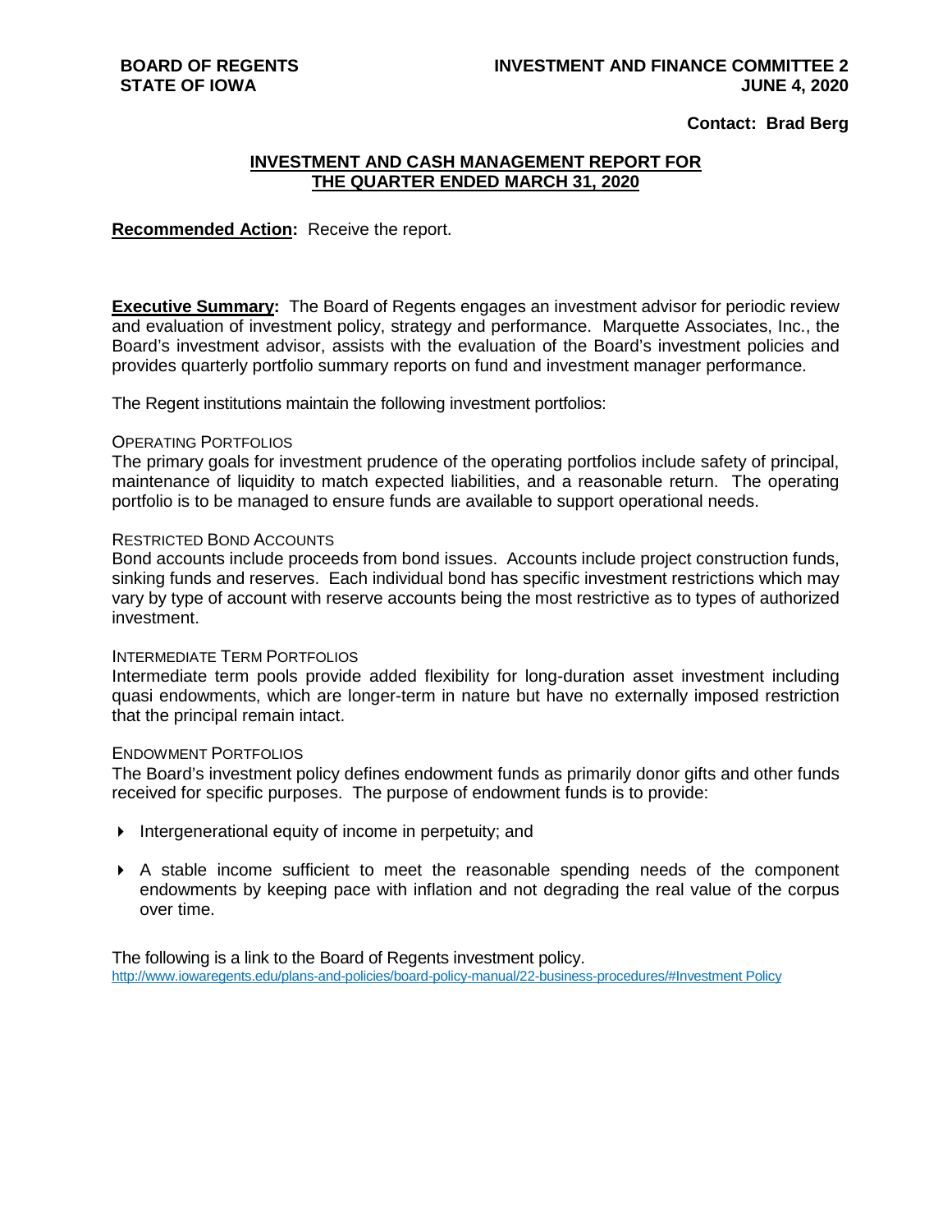**BOARD OF REGENTS**
**STATE OF IOWA**

**INVESTMENT AND FINANCE COMMITTEE 2**
**JUNE 4, 2020**

**Contact: Brad Berg**

## INVESTMENT AND CASH MANAGEMENT REPORT FOR THE QUARTER ENDED MARCH 31, 2020

**Recommended Action:** Receive the report.

**Executive Summary:** The Board of Regents engages an investment advisor for periodic review and evaluation of investment policy, strategy and performance. Marquette Associates, Inc., the Board's investment advisor, assists with the evaluation of the Board's investment policies and provides quarterly portfolio summary reports on fund and investment manager performance.

The Regent institutions maintain the following investment portfolios:

OPERATING PORTFOLIOS

The primary goals for investment prudence of the operating portfolios include safety of principal, maintenance of liquidity to match expected liabilities, and a reasonable return. The operating portfolio is to be managed to ensure funds are available to support operational needs.

RESTRICTED BOND ACCOUNTS

Bond accounts include proceeds from bond issues. Accounts include project construction funds, sinking funds and reserves. Each individual bond has specific investment restrictions which may vary by type of account with reserve accounts being the most restrictive as to types of authorized investment.

INTERMEDIATE TERM PORTFOLIOS

Intermediate term pools provide added flexibility for long-duration asset investment including quasi endowments, which are longer-term in nature but have no externally imposed restriction that the principal remain intact.

ENDOWMENT PORTFOLIOS

The Board's investment policy defines endowment funds as primarily donor gifts and other funds received for specific purposes. The purpose of endowment funds is to provide:

- Intergenerational equity of income in perpetuity; and
- A stable income sufficient to meet the reasonable spending needs of the component endowments by keeping pace with inflation and not degrading the real value of the corpus over time.

The following is a link to the Board of Regents investment policy.
http://www.iowaregents.edu/plans-and-policies/board-policy-manual/22-business-procedures/#Investment Policy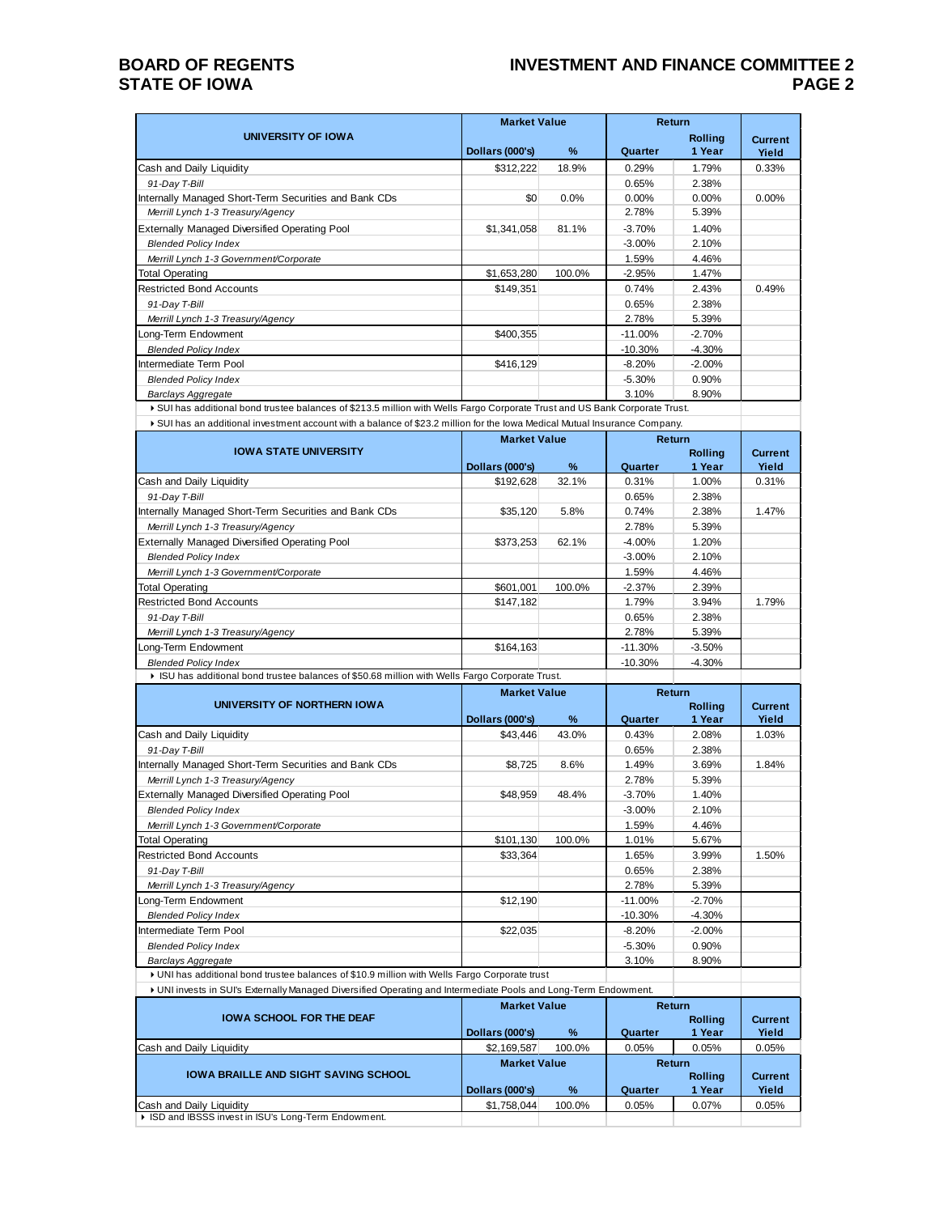| UNIVERSITY OF IOWA | Market Value | | Return | | Current Yield |
|---|---|---|---|---|---|
| | Dollars (000's) | % | Quarter | Rolling 1 Year | |
| Cash and Daily Liquidity | $312,222 | 18.9% | 0.29% | 1.79% | 0.33% |
| *91-Day T-Bill* | | | 0.65% | 2.38% | |
| Internally Managed Short-Term Securities and Bank CDs | $0 | 0.0% | 0.00% | 0.00% | 0.00% |
| *Merrill Lynch 1-3 Treasury/Agency* | | | 2.78% | 5.39% | |
| Externally Managed Diversified Operating Pool | $1,341,058 | 81.1% | -3.70% | 1.40% | |
| *Blended Policy Index* | | | -3.00% | 2.10% | |
| *Merrill Lynch 1-3 Government/Corporate* | | | 1.59% | 4.46% | |
| Total Operating | $1,653,280 | 100.0% | -2.95% | 1.47% | |
| Restricted Bond Accounts | $149,351 | | 0.74% | 2.43% | 0.49% |
| *91-Day T-Bill* | | | 0.65% | 2.38% | |
| *Merrill Lynch 1-3 Treasury/Agency* | | | 2.78% | 5.39% | |
| Long-Term Endowment | $400,355 | | -11.00% | -2.70% | |
| *Blended Policy Index* | | | -10.30% | -4.30% | |
| Intermediate Term Pool | $416,129 | | -8.20% | -2.00% | |
| *Blended Policy Index* | | | -5.30% | 0.90% | |
| *Barclays Aggregate* | | | 3.10% | 8.90% | |

- SUI has additional bond trustee balances of $213.5 million with Wells Fargo Corporate Trust and US Bank Corporate Trust.
- SUI has an additional investment account with a balance of $23.2 million for the Iowa Medical Mutual Insurance Company.

| IOWA STATE UNIVERSITY | Market Value | | Return | | Current Yield |
|---|---|---|---|---|---|
| | Dollars (000's) | % | Quarter | Rolling 1 Year | |
| Cash and Daily Liquidity | $192,628 | 32.1% | 0.31% | 1.00% | 0.31% |
| *91-Day T-Bill* | | | 0.65% | 2.38% | |
| Internally Managed Short-Term Securities and Bank CDs | $35,120 | 5.8% | 0.74% | 2.38% | 1.47% |
| *Merrill Lynch 1-3 Treasury/Agency* | | | 2.78% | 5.39% | |
| Externally Managed Diversified Operating Pool | $373,253 | 62.1% | -4.00% | 1.20% | |
| *Blended Policy Index* | | | -3.00% | 2.10% | |
| *Merrill Lynch 1-3 Government/Corporate* | | | 1.59% | 4.46% | |
| Total Operating | $601,001 | 100.0% | -2.37% | 2.39% | |
| Restricted Bond Accounts | $147,182 | | 1.79% | 3.94% | 1.79% |
| *91-Day T-Bill* | | | 0.65% | 2.38% | |
| *Merrill Lynch 1-3 Treasury/Agency* | | | 2.78% | 5.39% | |
| Long-Term Endowment | $164,163 | | -11.30% | -3.50% | |
| *Blended Policy Index* | | | -10.30% | -4.30% | |

- ISU has additional bond trustee balances of $50.68 million with Wells Fargo Corporate Trust.

| UNIVERSITY OF NORTHERN IOWA | Market Value | | Return | | Current Yield |
|---|---|---|---|---|---|
| | Dollars (000's) | % | Quarter | Rolling 1 Year | |
| Cash and Daily Liquidity | $43,446 | 43.0% | 0.43% | 2.08% | 1.03% |
| *91-Day T-Bill* | | | 0.65% | 2.38% | |
| Internally Managed Short-Term Securities and Bank CDs | $8,725 | 8.6% | 1.49% | 3.69% | 1.84% |
| *Merrill Lynch 1-3 Treasury/Agency* | | | 2.78% | 5.39% | |
| Externally Managed Diversified Operating Pool | $48,959 | 48.4% | -3.70% | 1.40% | |
| *Blended Policy Index* | | | -3.00% | 2.10% | |
| *Merrill Lynch 1-3 Government/Corporate* | | | 1.59% | 4.46% | |
| Total Operating | $101,130 | 100.0% | 1.01% | 5.67% | |
| Restricted Bond Accounts | $33,364 | | 1.65% | 3.99% | 1.50% |
| *91-Day T-Bill* | | | 0.65% | 2.38% | |
| *Merrill Lynch 1-3 Treasury/Agency* | | | 2.78% | 5.39% | |
| Long-Term Endowment | $12,190 | | -11.00% | -2.70% | |
| *Blended Policy Index* | | | -10.30% | -4.30% | |
| Intermediate Term Pool | $22,035 | | -8.20% | -2.00% | |
| *Blended Policy Index* | | | -5.30% | 0.90% | |
| *Barclays Aggregate* | | | 3.10% | 8.90% | |

- UNI has additional bond trustee balances of $10.9 million with Wells Fargo Corporate trust
- UNI invests in SUI's Externally Managed Diversified Operating and Intermediate Pools and Long-Term Endowment.

| IOWA SCHOOL FOR THE DEAF | Market Value | | Return | | Current Yield |
|---|---|---|---|---|---|
| | Dollars (000's) | % | Quarter | Rolling 1 Year | |
| Cash and Daily Liquidity | $2,169,587 | 100.0% | 0.05% | 0.05% | 0.05% |

| IOWA BRAILLE AND SIGHT SAVING SCHOOL | Market Value | | Return | | Current Yield |
|---|---|---|---|---|---|
| | Dollars (000's) | % | Quarter | Rolling 1 Year | |
| Cash and Daily Liquidity | $1,758,044 | 100.0% | 0.05% | 0.07% | 0.05% |

- ISD and IBSSS invest in ISU's Long-Term Endowment.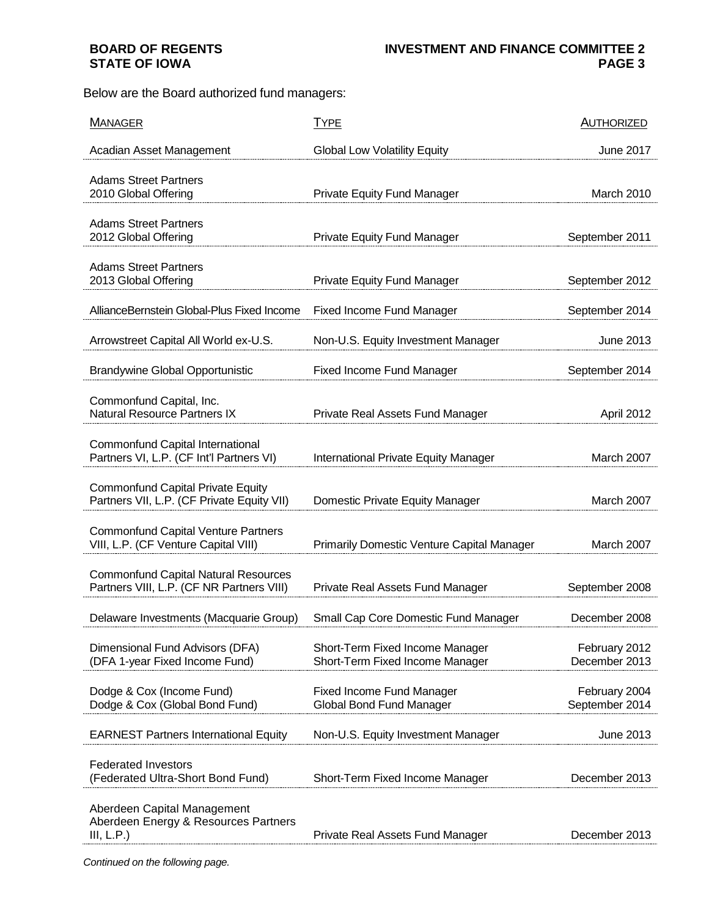Below are the Board authorized fund managers:

| Manager | Type | Authorized |
|---|---|---|
| Acadian Asset Management | Global Low Volatility Equity | June 2017 |
| Adams Street Partners 2010 Global Offering | Private Equity Fund Manager | March 2010 |
| Adams Street Partners 2012 Global Offering | Private Equity Fund Manager | September 2011 |
| Adams Street Partners 2013 Global Offering | Private Equity Fund Manager | September 2012 |
| AllianceBernstein Global-Plus Fixed Income | Fixed Income Fund Manager | September 2014 |
| Arrowstreet Capital All World ex-U.S. | Non-U.S. Equity Investment Manager | June 2013 |
| Brandywine Global Opportunistic | Fixed Income Fund Manager | September 2014 |
| Commonfund Capital, Inc. Natural Resource Partners IX | Private Real Assets Fund Manager | April 2012 |
| Commonfund Capital International Partners VI, L.P. (CF Int'l Partners VI) | International Private Equity Manager | March 2007 |
| Commonfund Capital Private Equity Partners VII, L.P. (CF Private Equity VII) | Domestic Private Equity Manager | March 2007 |
| Commonfund Capital Venture Partners VIII, L.P. (CF Venture Capital VIII) | Primarily Domestic Venture Capital Manager | March 2007 |
| Commonfund Capital Natural Resources Partners VIII, L.P. (CF NR Partners VIII) | Private Real Assets Fund Manager | September 2008 |
| Delaware Investments (Macquarie Group) | Small Cap Core Domestic Fund Manager | December 2008 |
| Dimensional Fund Advisors (DFA) (DFA 1-year Fixed Income Fund) | Short-Term Fixed Income Manager Short-Term Fixed Income Manager | February 2012 December 2013 |
| Dodge & Cox (Income Fund) Dodge & Cox (Global Bond Fund) | Fixed Income Fund Manager Global Bond Fund Manager | February 2004 September 2014 |
| EARNEST Partners International Equity | Non-U.S. Equity Investment Manager | June 2013 |
| Federated Investors (Federated Ultra-Short Bond Fund) | Short-Term Fixed Income Manager | December 2013 |
| Aberdeen Capital Management Aberdeen Energy & Resources Partners III, L.P.) | Private Real Assets Fund Manager | December 2013 |

*Continued on the following page.*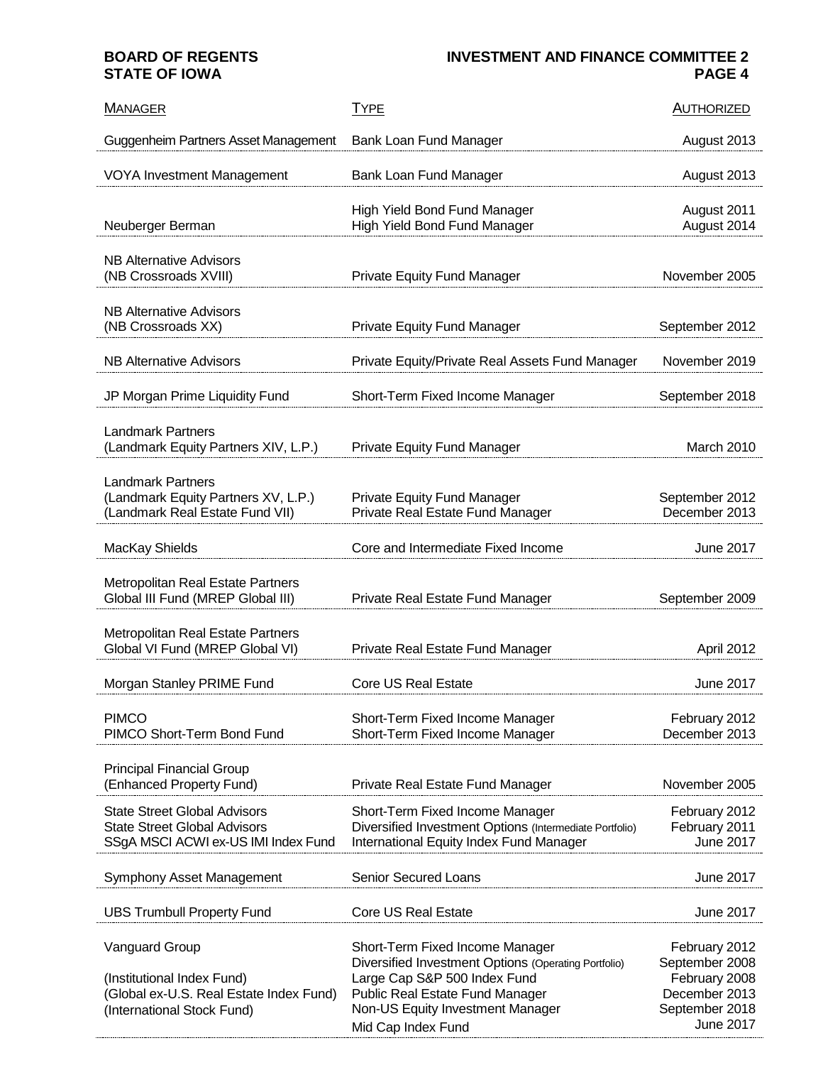| Manager | Type | Authorized |
|---|---|---|
| Guggenheim Partners Asset Management | Bank Loan Fund Manager | August 2013 |
| VOYA Investment Management | Bank Loan Fund Manager | August 2013 |
| Neuberger Berman | High Yield Bond Fund Manager<br>High Yield Bond Fund Manager | August 2011<br>August 2014 |
| NB Alternative Advisors<br>(NB Crossroads XVIII) | Private Equity Fund Manager | November 2005 |
| NB Alternative Advisors<br>(NB Crossroads XX) | Private Equity Fund Manager | September 2012 |
| NB Alternative Advisors | Private Equity/Private Real Assets Fund Manager | November 2019 |
| JP Morgan Prime Liquidity Fund | Short-Term Fixed Income Manager | September 2018 |
| Landmark Partners<br>(Landmark Equity Partners XIV, L.P.) | Private Equity Fund Manager | March 2010 |
| Landmark Partners<br>(Landmark Equity Partners XV, L.P.)<br>(Landmark Real Estate Fund VII) | Private Equity Fund Manager<br>Private Real Estate Fund Manager | September 2012<br>December 2013 |
| MacKay Shields | Core and Intermediate Fixed Income | June 2017 |
| Metropolitan Real Estate Partners<br>Global III Fund (MREP Global III) | Private Real Estate Fund Manager | September 2009 |
| Metropolitan Real Estate Partners<br>Global VI Fund (MREP Global VI) | Private Real Estate Fund Manager | April 2012 |
| Morgan Stanley PRIME Fund | Core US Real Estate | June 2017 |
| PIMCO<br>PIMCO Short-Term Bond Fund | Short-Term Fixed Income Manager<br>Short-Term Fixed Income Manager | February 2012<br>December 2013 |
| Principal Financial Group<br>(Enhanced Property Fund) | Private Real Estate Fund Manager | November 2005 |
| State Street Global Advisors<br>State Street Global Advisors<br>SSgA MSCI ACWI ex-US IMI Index Fund | Short-Term Fixed Income Manager<br>Diversified Investment Options (Intermediate Portfolio)<br>International Equity Index Fund Manager | February 2012<br>February 2011<br>June 2017 |
| Symphony Asset Management | Senior Secured Loans | June 2017 |
| UBS Trumbull Property Fund | Core US Real Estate | June 2017 |
| Vanguard Group<br><br>(Institutional Index Fund)<br>(Global ex-U.S. Real Estate Index Fund)<br>(International Stock Fund) | Short-Term Fixed Income Manager<br>Diversified Investment Options (Operating Portfolio)<br>Large Cap S&P 500 Index Fund<br>Public Real Estate Fund Manager<br>Non-US Equity Investment Manager<br>Mid Cap Index Fund | February 2012<br>September 2008<br>February 2008<br>December 2013<br>September 2018<br>June 2017 |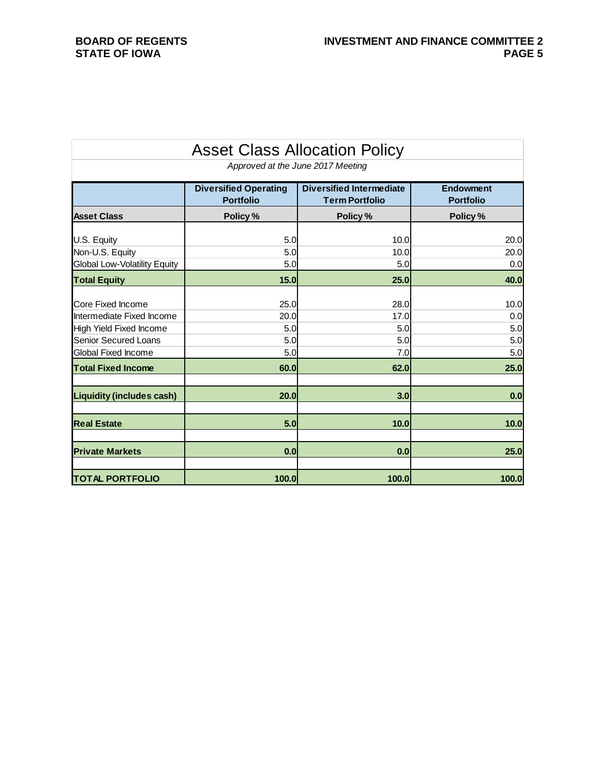## Asset Class Allocation Policy

*Approved at the June 2017 Meeting*

| | Diversified Operating Portfolio | Diversified Intermediate Term Portfolio | Endowment Portfolio |
|---|---|---|---|
| **Asset Class** | **Policy %** | **Policy %** | **Policy %** |
| U.S. Equity | 5.0 | 10.0 | 20.0 |
| Non-U.S. Equity | 5.0 | 10.0 | 20.0 |
| Global Low-Volatility Equity | 5.0 | 5.0 | 0.0 |
| **Total Equity** | **15.0** | **25.0** | **40.0** |
| Core Fixed Income | 25.0 | 28.0 | 10.0 |
| Intermediate Fixed Income | 20.0 | 17.0 | 0.0 |
| High Yield Fixed Income | 5.0 | 5.0 | 5.0 |
| Senior Secured Loans | 5.0 | 5.0 | 5.0 |
| Global Fixed Income | 5.0 | 7.0 | 5.0 |
| **Total Fixed Income** | **60.0** | **62.0** | **25.0** |
| **Liquidity (includes cash)** | **20.0** | **3.0** | **0.0** |
| **Real Estate** | **5.0** | **10.0** | **10.0** |
| **Private Markets** | **0.0** | **0.0** | **25.0** |
| **TOTAL PORTFOLIO** | **100.0** | **100.0** | **100.0** |